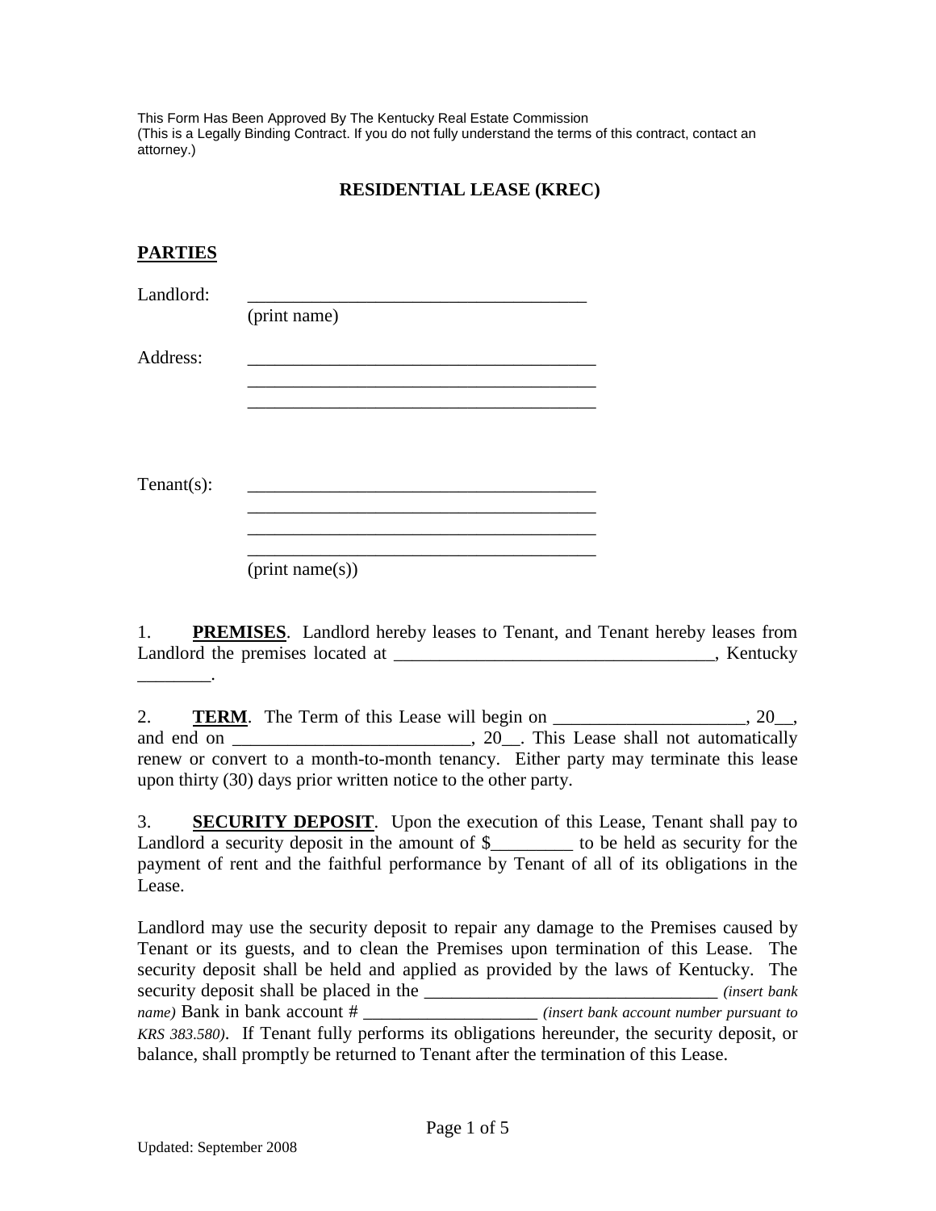This Form Has Been Approved By The Kentucky Real Estate Commission
(This is a Legally Binding Contract. If you do not fully understand the terms of this contract, contact an attorney.)

## RESIDENTIAL LEASE (KREC)

### PARTIES

Landlord: ______________________________________
(print name)

Address: ______________________________________
______________________________________
______________________________________

Tenant(s): ______________________________________
______________________________________
______________________________________
______________________________________
(print name(s))

1. **PREMISES**. Landlord hereby leases to Tenant, and Tenant hereby leases from Landlord the premises located at ___________________________________, Kentucky ________.

2. **TERM**. The Term of this Lease will begin on ____________________, 20__, and end on _________________________, 20__. This Lease shall not automatically renew or convert to a month-to-month tenancy. Either party may terminate this lease upon thirty (30) days prior written notice to the other party.

3. **SECURITY DEPOSIT**. Upon the execution of this Lease, Tenant shall pay to Landlord a security deposit in the amount of $_________ to be held as security for the payment of rent and the faithful performance by Tenant of all of its obligations in the Lease.

Landlord may use the security deposit to repair any damage to the Premises caused by Tenant or its guests, and to clean the Premises upon termination of this Lease. The security deposit shall be held and applied as provided by the laws of Kentucky. The security deposit shall be placed in the _______________________________ *(insert bank name)* Bank in bank account # ___________________ *(insert bank account number pursuant to KRS 383.580)*. If Tenant fully performs its obligations hereunder, the security deposit, or balance, shall promptly be returned to Tenant after the termination of this Lease.

Updated: September 2008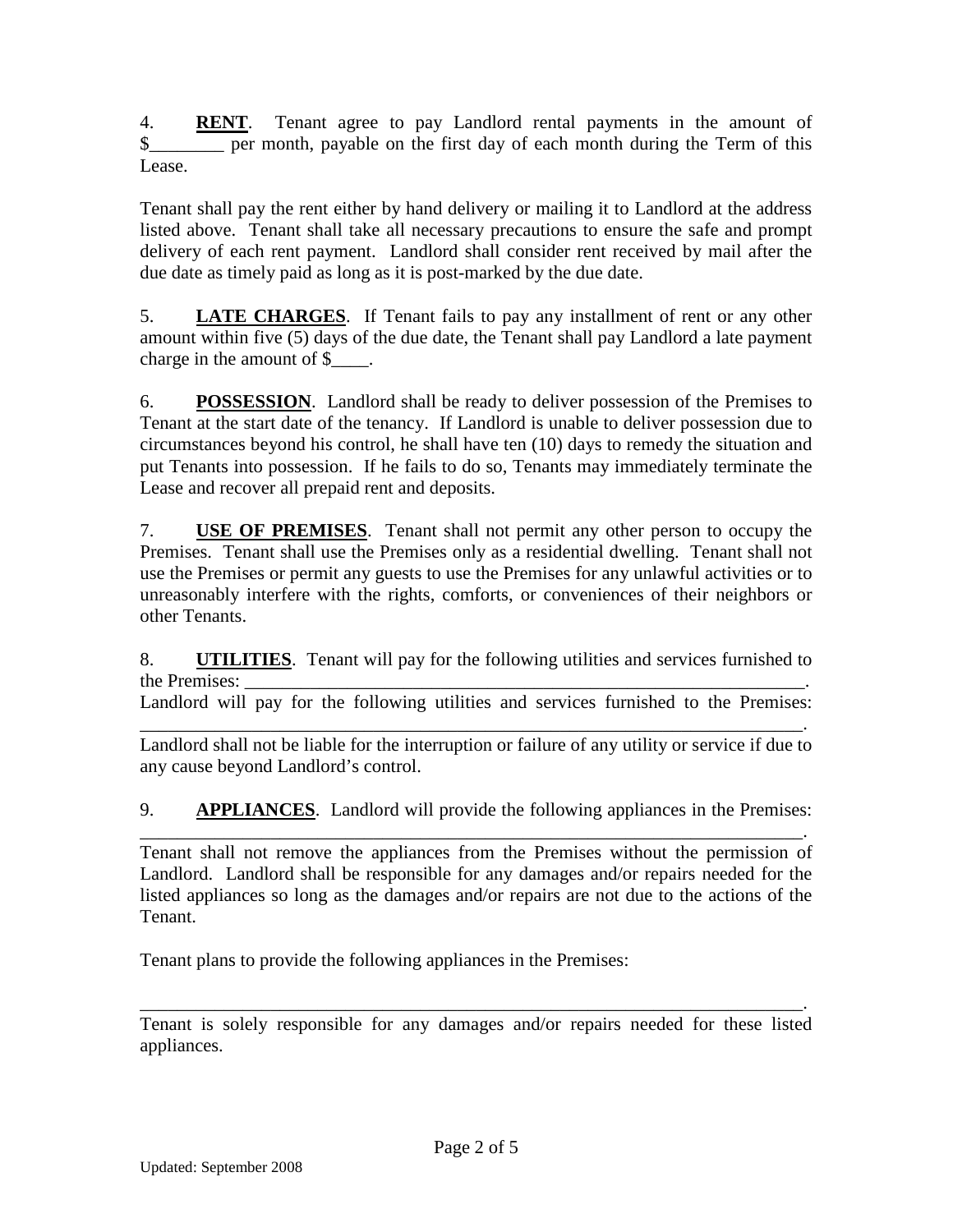4. **RENT**. Tenant agree to pay Landlord rental payments in the amount of $________ per month, payable on the first day of each month during the Term of this Lease.

Tenant shall pay the rent either by hand delivery or mailing it to Landlord at the address listed above. Tenant shall take all necessary precautions to ensure the safe and prompt delivery of each rent payment. Landlord shall consider rent received by mail after the due date as timely paid as long as it is post-marked by the due date.

5. **LATE CHARGES**. If Tenant fails to pay any installment of rent or any other amount within five (5) days of the due date, the Tenant shall pay Landlord a late payment charge in the amount of $____.

6. **POSSESSION**. Landlord shall be ready to deliver possession of the Premises to Tenant at the start date of the tenancy. If Landlord is unable to deliver possession due to circumstances beyond his control, he shall have ten (10) days to remedy the situation and put Tenants into possession. If he fails to do so, Tenants may immediately terminate the Lease and recover all prepaid rent and deposits.

7. **USE OF PREMISES**. Tenant shall not permit any other person to occupy the Premises. Tenant shall use the Premises only as a residential dwelling. Tenant shall not use the Premises or permit any guests to use the Premises for any unlawful activities or to unreasonably interfere with the rights, comforts, or conveniences of their neighbors or other Tenants.

8. **UTILITIES**. Tenant will pay for the following utilities and services furnished to the Premises: ______________________________________________________________.
Landlord will pay for the following utilities and services furnished to the Premises: ________________________________________________________________________.
Landlord shall not be liable for the interruption or failure of any utility or service if due to any cause beyond Landlord's control.

9. **APPLIANCES**. Landlord will provide the following appliances in the Premises: ________________________________________________________________________.
Tenant shall not remove the appliances from the Premises without the permission of Landlord. Landlord shall be responsible for any damages and/or repairs needed for the listed appliances so long as the damages and/or repairs are not due to the actions of the Tenant.

Tenant plans to provide the following appliances in the Premises:

________________________________________________________________________.
Tenant is solely responsible for any damages and/or repairs needed for these listed appliances.

Updated: September 2008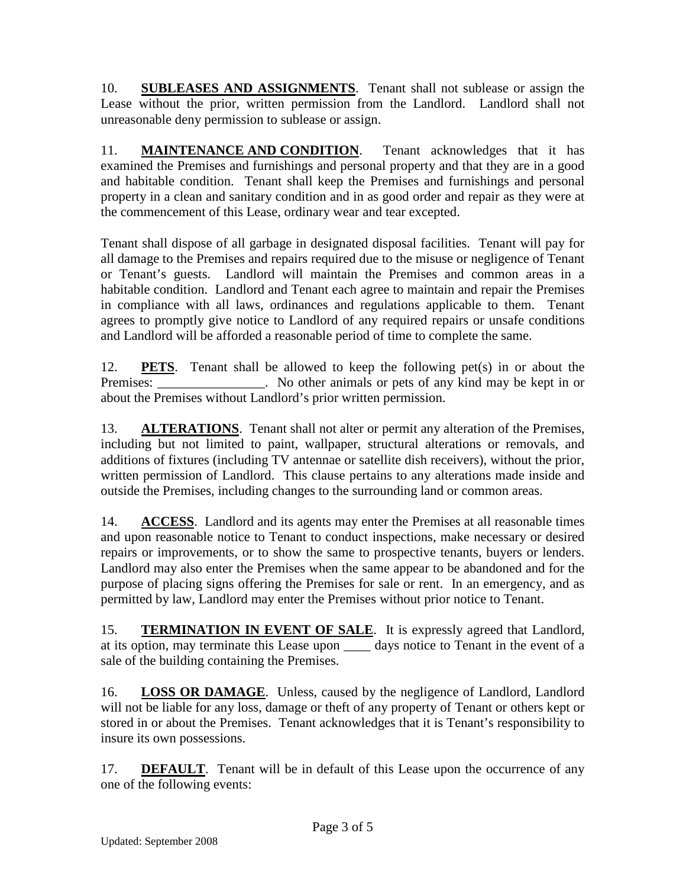10. **SUBLEASES AND ASSIGNMENTS**. Tenant shall not sublease or assign the Lease without the prior, written permission from the Landlord. Landlord shall not unreasonable deny permission to sublease or assign.

11. **MAINTENANCE AND CONDITION**. Tenant acknowledges that it has examined the Premises and furnishings and personal property and that they are in a good and habitable condition. Tenant shall keep the Premises and furnishings and personal property in a clean and sanitary condition and in as good order and repair as they were at the commencement of this Lease, ordinary wear and tear excepted.

Tenant shall dispose of all garbage in designated disposal facilities. Tenant will pay for all damage to the Premises and repairs required due to the misuse or negligence of Tenant or Tenant's guests. Landlord will maintain the Premises and common areas in a habitable condition. Landlord and Tenant each agree to maintain and repair the Premises in compliance with all laws, ordinances and regulations applicable to them. Tenant agrees to promptly give notice to Landlord of any required repairs or unsafe conditions and Landlord will be afforded a reasonable period of time to complete the same.

12. **PETS**. Tenant shall be allowed to keep the following pet(s) in or about the Premises: ________________. No other animals or pets of any kind may be kept in or about the Premises without Landlord's prior written permission.

13. **ALTERATIONS**. Tenant shall not alter or permit any alteration of the Premises, including but not limited to paint, wallpaper, structural alterations or removals, and additions of fixtures (including TV antennae or satellite dish receivers), without the prior, written permission of Landlord. This clause pertains to any alterations made inside and outside the Premises, including changes to the surrounding land or common areas.

14. **ACCESS**. Landlord and its agents may enter the Premises at all reasonable times and upon reasonable notice to Tenant to conduct inspections, make necessary or desired repairs or improvements, or to show the same to prospective tenants, buyers or lenders. Landlord may also enter the Premises when the same appear to be abandoned and for the purpose of placing signs offering the Premises for sale or rent. In an emergency, and as permitted by law, Landlord may enter the Premises without prior notice to Tenant.

15. **TERMINATION IN EVENT OF SALE**. It is expressly agreed that Landlord, at its option, may terminate this Lease upon ____ days notice to Tenant in the event of a sale of the building containing the Premises.

16. **LOSS OR DAMAGE**. Unless, caused by the negligence of Landlord, Landlord will not be liable for any loss, damage or theft of any property of Tenant or others kept or stored in or about the Premises. Tenant acknowledges that it is Tenant's responsibility to insure its own possessions.

17. **DEFAULT**. Tenant will be in default of this Lease upon the occurrence of any one of the following events:

Updated: September 2008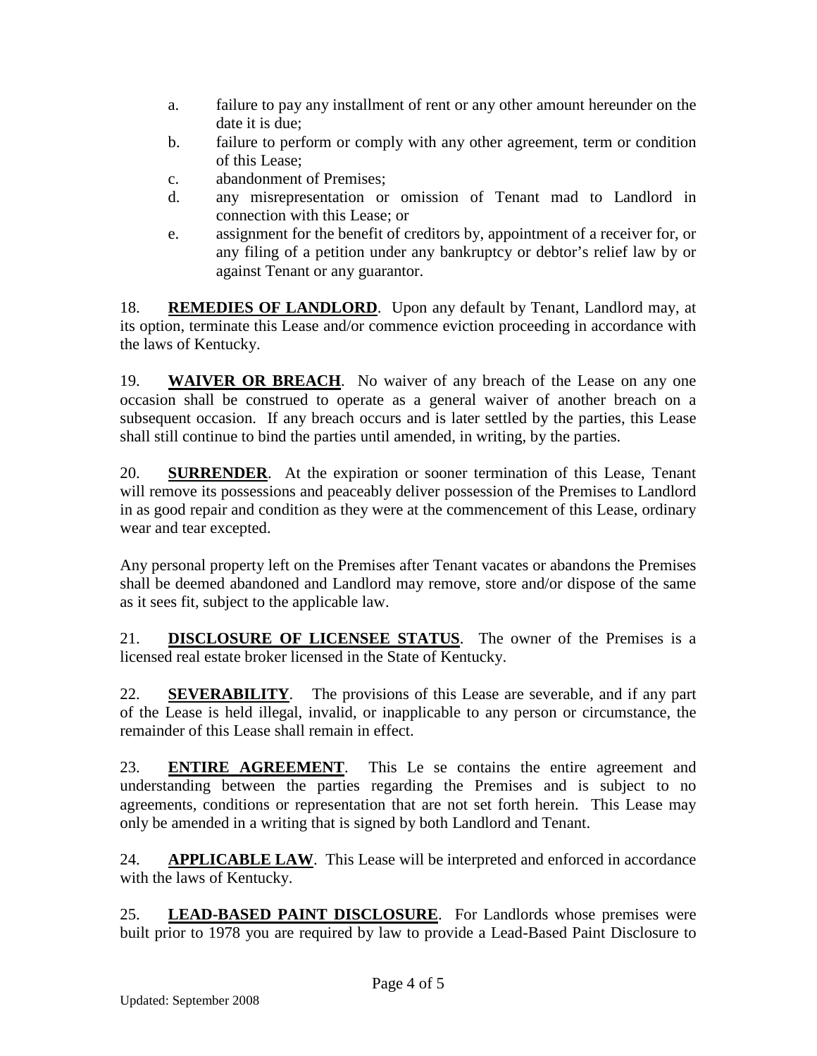a. failure to pay any installment of rent or any other amount hereunder on the date it is due;
b. failure to perform or comply with any other agreement, term or condition of this Lease;
c. abandonment of Premises;
d. any misrepresentation or omission of Tenant mad to Landlord in connection with this Lease; or
e. assignment for the benefit of creditors by, appointment of a receiver for, or any filing of a petition under any bankruptcy or debtor's relief law by or against Tenant or any guarantor.

18. **REMEDIES OF LANDLORD**. Upon any default by Tenant, Landlord may, at its option, terminate this Lease and/or commence eviction proceeding in accordance with the laws of Kentucky.

19. **WAIVER OR BREACH**. No waiver of any breach of the Lease on any one occasion shall be construed to operate as a general waiver of another breach on a subsequent occasion. If any breach occurs and is later settled by the parties, this Lease shall still continue to bind the parties until amended, in writing, by the parties.

20. **SURRENDER**. At the expiration or sooner termination of this Lease, Tenant will remove its possessions and peaceably deliver possession of the Premises to Landlord in as good repair and condition as they were at the commencement of this Lease, ordinary wear and tear excepted.

Any personal property left on the Premises after Tenant vacates or abandons the Premises shall be deemed abandoned and Landlord may remove, store and/or dispose of the same as it sees fit, subject to the applicable law.

21. **DISCLOSURE OF LICENSEE STATUS**. The owner of the Premises is a licensed real estate broker licensed in the State of Kentucky.

22. **SEVERABILITY**. The provisions of this Lease are severable, and if any part of the Lease is held illegal, invalid, or inapplicable to any person or circumstance, the remainder of this Lease shall remain in effect.

23. **ENTIRE AGREEMENT**. This Le se contains the entire agreement and understanding between the parties regarding the Premises and is subject to no agreements, conditions or representation that are not set forth herein. This Lease may only be amended in a writing that is signed by both Landlord and Tenant.

24. **APPLICABLE LAW**. This Lease will be interpreted and enforced in accordance with the laws of Kentucky.

25. **LEAD-BASED PAINT DISCLOSURE**. For Landlords whose premises were built prior to 1978 you are required by law to provide a Lead-Based Paint Disclosure to

Updated: September 2008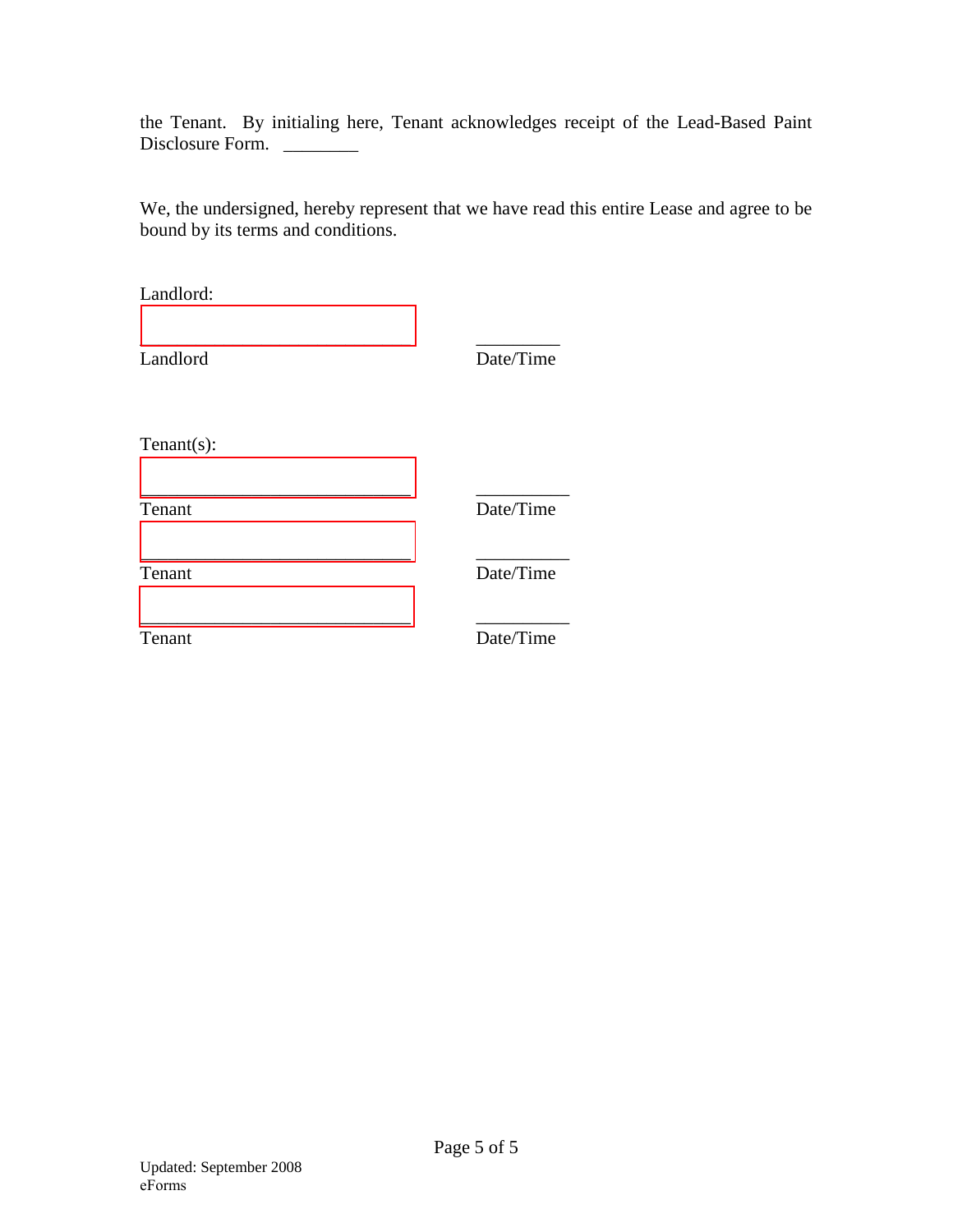the Tenant. By initialing here, Tenant acknowledges receipt of the Lead-Based Paint Disclosure Form. ________

We, the undersigned, hereby represent that we have read this entire Lease and agree to be bound by its terms and conditions.

Landlord:

| | |
|---|---|
| ____________________________ | _________ |
| Landlord | Date/Time |

Tenant(s):

| | |
|---|---|
| ____________________________ | __________ |
| Tenant | Date/Time |
| ____________________________ | __________ |
| Tenant | Date/Time |
| ____________________________ | __________ |
| Tenant | Date/Time |

Updated: September 2008
eForms